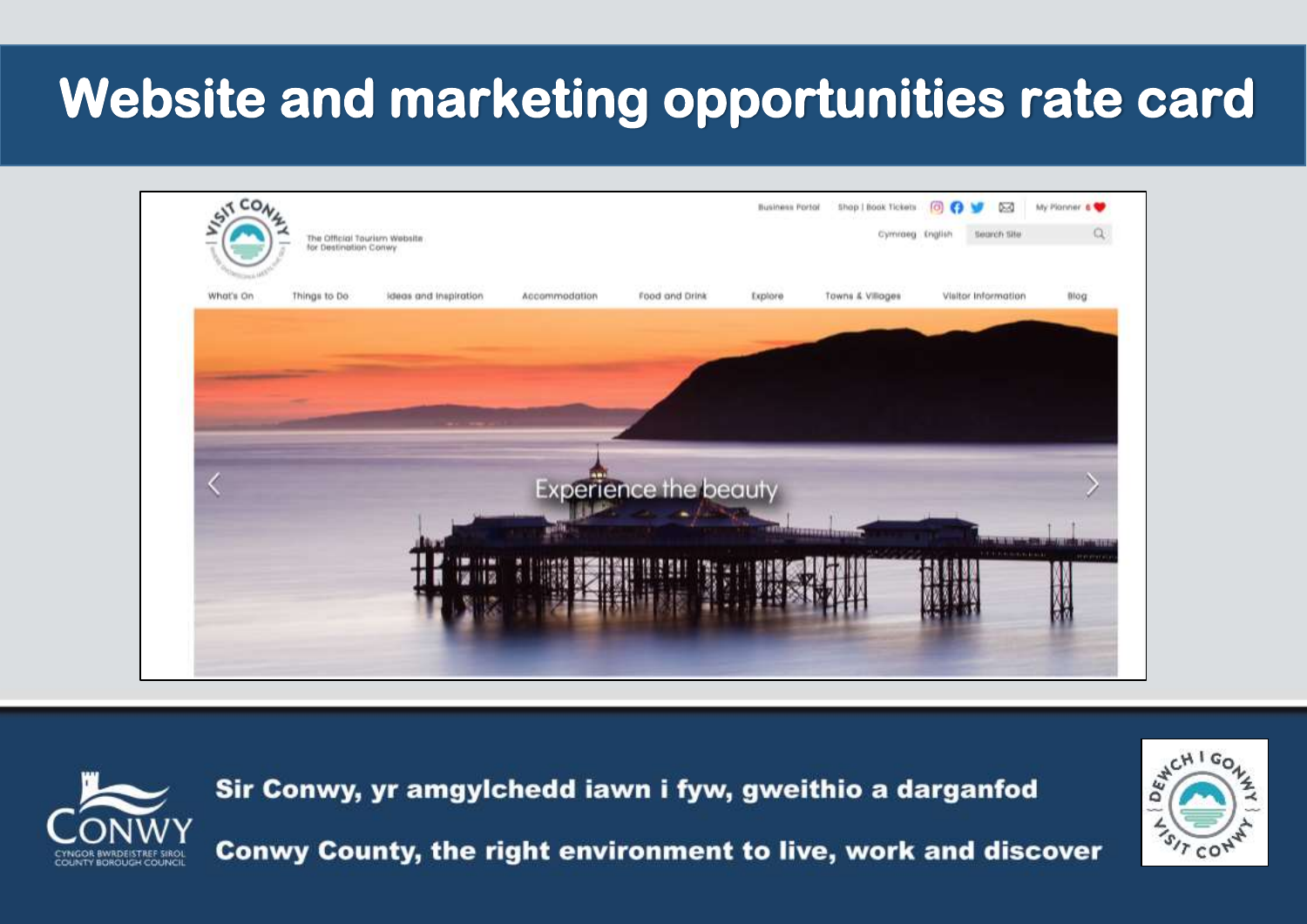# Website and marketing opportunities rate card

Sir Conwy, yr amgylchedd iawn i fyw, gweithio a darganfod

Conwy County, the right environment to live, work and discover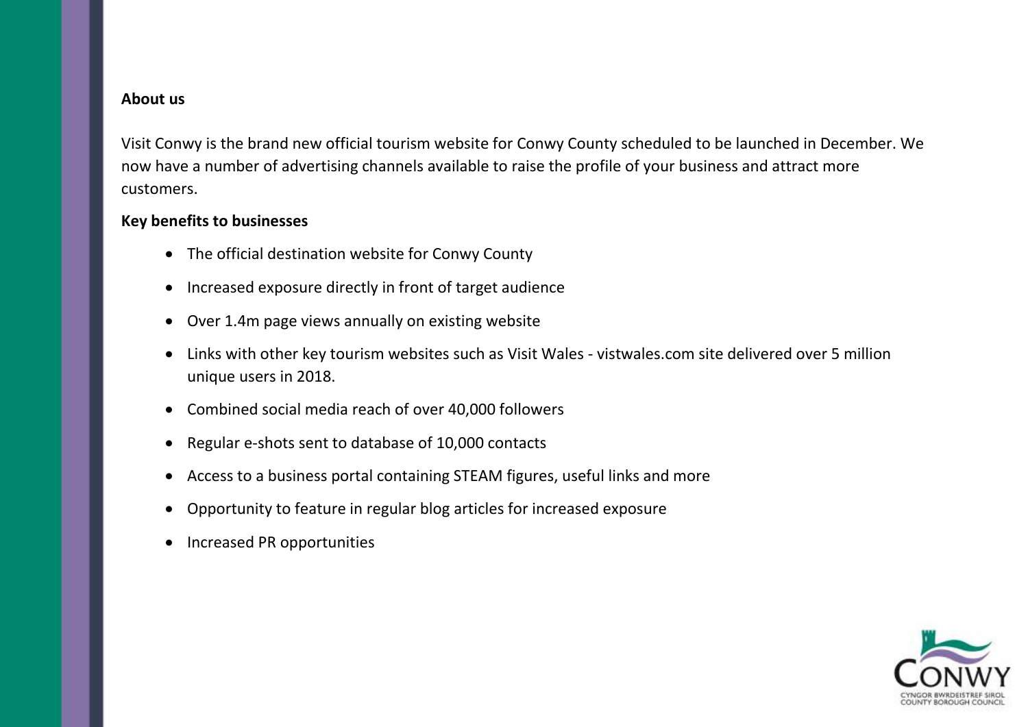**About us**

Visit Conwy is the brand new official tourism website for Conwy County scheduled to be launched in December. We now have a number of advertising channels available to raise the profile of your business and attract more customers.

**Key benefits to businesses**

- The official destination website for Conwy County
- Increased exposure directly in front of target audience
- Over 1.4m page views annually on existing website
- Links with other key tourism websites such as Visit Wales - vistwales.com site delivered over 5 million unique users in 2018.
- Combined social media reach of over 40,000 followers
- Regular e-shots sent to database of 10,000 contacts
- Access to a business portal containing STEAM figures, useful links and more
- Opportunity to feature in regular blog articles for increased exposure
- Increased PR opportunities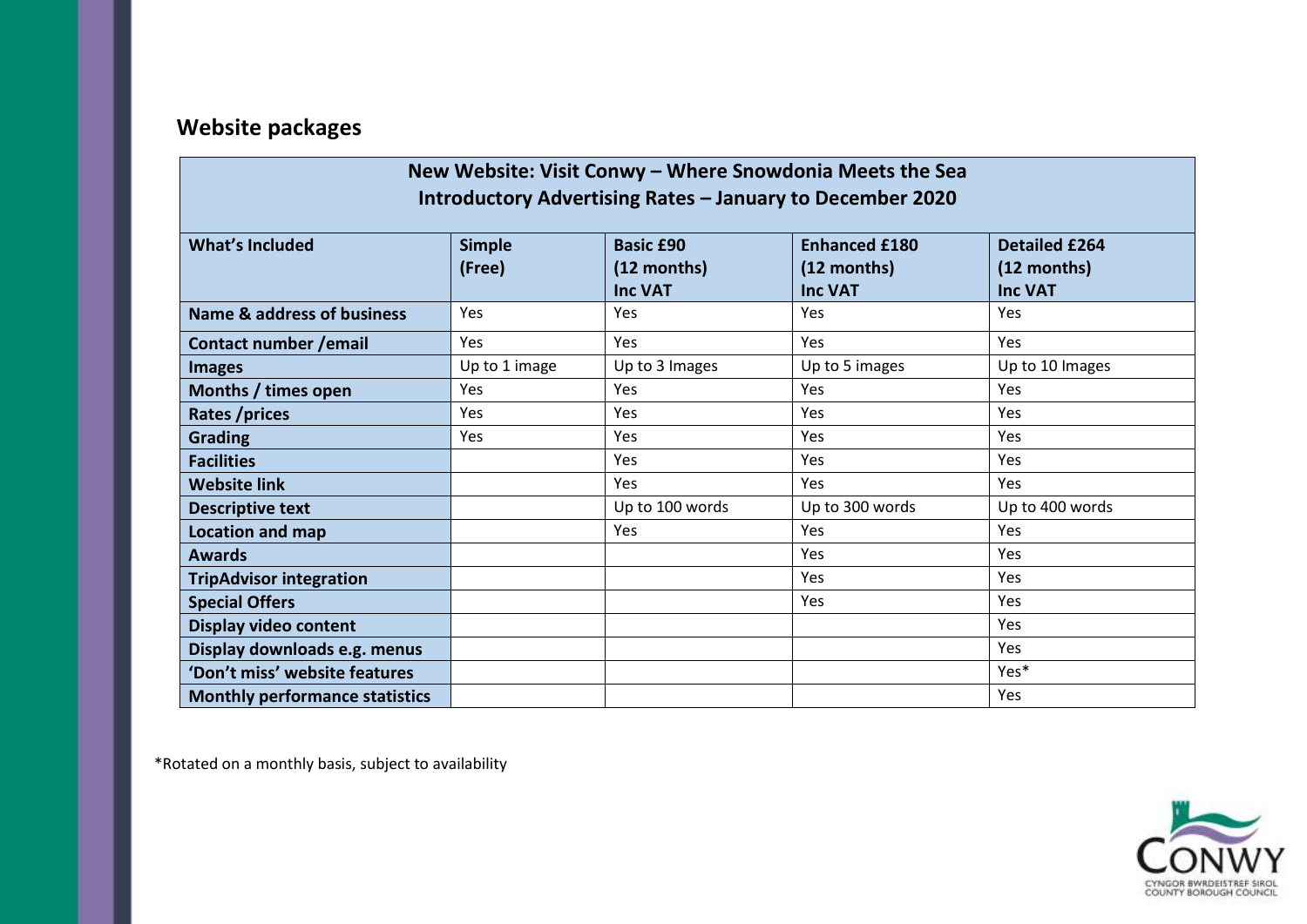## Website packages

| New Website: Visit Conwy – Where Snowdonia Meets the Sea<br>Introductory Advertising Rates – January to December 2020 | | | | |
|---|---|---|---|---|
| **What's Included** | **Simple (Free)** | **Basic £90 (12 months) Inc VAT** | **Enhanced £180 (12 months) Inc VAT** | **Detailed £264 (12 months) Inc VAT** |
| **Name & address of business** | Yes | Yes | Yes | Yes |
| **Contact number /email** | Yes | Yes | Yes | Yes |
| **Images** | Up to 1 image | Up to 3 Images | Up to 5 images | Up to 10 Images |
| **Months / times open** | Yes | Yes | Yes | Yes |
| **Rates /prices** | Yes | Yes | Yes | Yes |
| **Grading** | Yes | Yes | Yes | Yes |
| **Facilities** | | Yes | Yes | Yes |
| **Website link** | | Yes | Yes | Yes |
| **Descriptive text** | | Up to 100 words | Up to 300 words | Up to 400 words |
| **Location and map** | | Yes | Yes | Yes |
| **Awards** | | | Yes | Yes |
| **TripAdvisor integration** | | | Yes | Yes |
| **Special Offers** | | | Yes | Yes |
| **Display video content** | | | | Yes |
| **Display downloads e.g. menus** | | | | Yes |
| **'Don't miss' website features** | | | | Yes* |
| **Monthly performance statistics** | | | | Yes |

*Rotated on a monthly basis, subject to availability

CONWY
CYNGOR BWRDEISTREF SIROL
COUNTY BOROUGH COUNCIL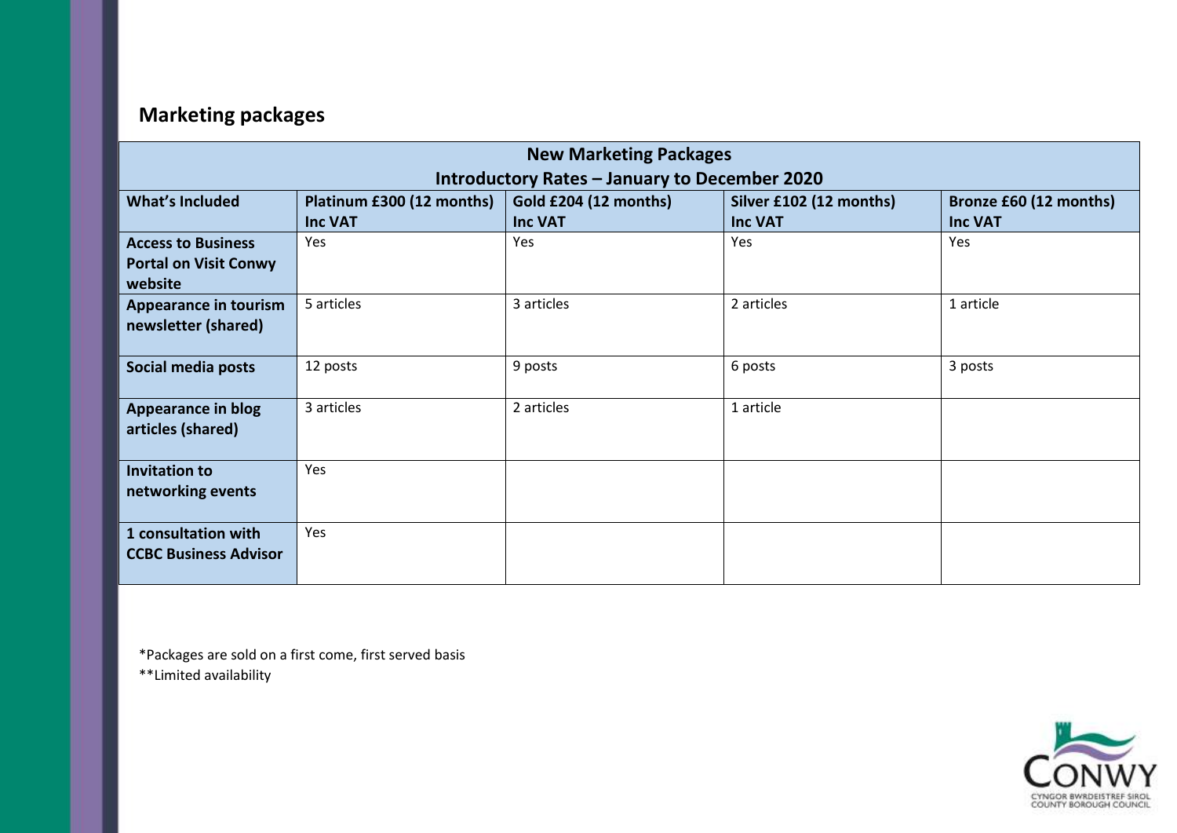## Marketing packages

| New Marketing Packages<br>Introductory Rates – January to December 2020 | | | | |
|---|---|---|---|---|
| **What's Included** | **Platinum £300 (12 months) Inc VAT** | **Gold £204 (12 months) Inc VAT** | **Silver £102 (12 months) Inc VAT** | **Bronze £60 (12 months) Inc VAT** |
| **Access to Business Portal on Visit Conwy website** | Yes | Yes | Yes | Yes |
| **Appearance in tourism newsletter (shared)** | 5 articles | 3 articles | 2 articles | 1 article |
| **Social media posts** | 12 posts | 9 posts | 6 posts | 3 posts |
| **Appearance in blog articles (shared)** | 3 articles | 2 articles | 1 article | |
| **Invitation to networking events** | Yes | | | |
| **1 consultation with CCBC Business Advisor** | Yes | | | |

*Packages are sold on a first come, first served basis

**Limited availability